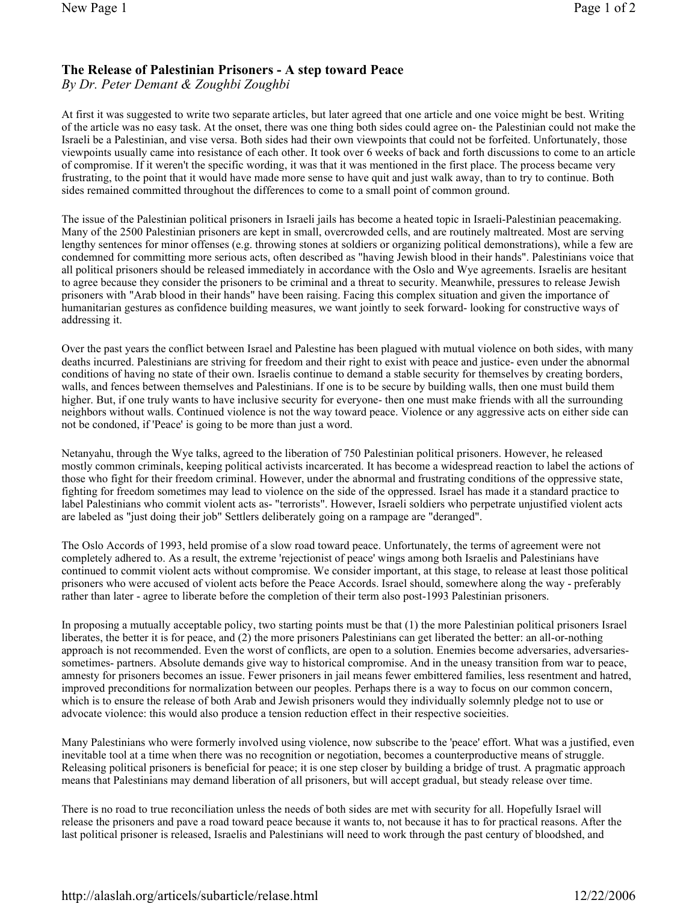# The Release of Palestinian Prisoners - A step toward Peace

*By Dr. Peter Demant & Zoughbi Zoughbi*

At first it was suggested to write two separate articles, but later agreed that one article and one voice might be best. Writing of the article was no easy task. At the onset, there was one thing both sides could agree on- the Palestinian could not make the Israeli be a Palestinian, and vise versa. Both sides had their own viewpoints that could not be forfeited. Unfortunately, those viewpoints usually came into resistance of each other. It took over 6 weeks of back and forth discussions to come to an article of compromise. If it weren't the specific wording, it was that it was mentioned in the first place. The process became very frustrating, to the point that it would have made more sense to have quit and just walk away, than to try to continue. Both sides remained committed throughout the differences to come to a small point of common ground.

The issue of the Palestinian political prisoners in Israeli jails has become a heated topic in Israeli-Palestinian peacemaking. Many of the 2500 Palestinian prisoners are kept in small, overcrowded cells, and are routinely maltreated. Most are serving lengthy sentences for minor offenses (e.g. throwing stones at soldiers or organizing political demonstrations), while a few are condemned for committing more serious acts, often described as "having Jewish blood in their hands". Palestinians voice that all political prisoners should be released immediately in accordance with the Oslo and Wye agreements. Israelis are hesitant to agree because they consider the prisoners to be criminal and a threat to security. Meanwhile, pressures to release Jewish prisoners with "Arab blood in their hands" have been raising. Facing this complex situation and given the importance of humanitarian gestures as confidence building measures, we want jointly to seek forward- looking for constructive ways of addressing it.

Over the past years the conflict between Israel and Palestine has been plagued with mutual violence on both sides, with many deaths incurred. Palestinians are striving for freedom and their right to exist with peace and justice- even under the abnormal conditions of having no state of their own. Israelis continue to demand a stable security for themselves by creating borders, walls, and fences between themselves and Palestinians. If one is to be secure by building walls, then one must build them higher. But, if one truly wants to have inclusive security for everyone- then one must make friends with all the surrounding neighbors without walls. Continued violence is not the way toward peace. Violence or any aggressive acts on either side can not be condoned, if 'Peace' is going to be more than just a word.

Netanyahu, through the Wye talks, agreed to the liberation of 750 Palestinian political prisoners. However, he released mostly common criminals, keeping political activists incarcerated. It has become a widespread reaction to label the actions of those who fight for their freedom criminal. However, under the abnormal and frustrating conditions of the oppressive state, fighting for freedom sometimes may lead to violence on the side of the oppressed. Israel has made it a standard practice to label Palestinians who commit violent acts as- "terrorists". However, Israeli soldiers who perpetrate unjustified violent acts are labeled as "just doing their job" Settlers deliberately going on a rampage are "deranged".

The Oslo Accords of 1993, held promise of a slow road toward peace. Unfortunately, the terms of agreement were not completely adhered to. As a result, the extreme 'rejectionist of peace' wings among both Israelis and Palestinians have continued to commit violent acts without compromise. We consider important, at this stage, to release at least those political prisoners who were accused of violent acts before the Peace Accords. Israel should, somewhere along the way - preferably rather than later - agree to liberate before the completion of their term also post-1993 Palestinian prisoners.

In proposing a mutually acceptable policy, two starting points must be that (1) the more Palestinian political prisoners Israel liberates, the better it is for peace, and (2) the more prisoners Palestinians can get liberated the better: an all-or-nothing approach is not recommended. Even the worst of conflicts, are open to a solution. Enemies become adversaries, adversaries- sometimes- partners. Absolute demands give way to historical compromise. And in the uneasy transition from war to peace, amnesty for prisoners becomes an issue. Fewer prisoners in jail means fewer embittered families, less resentment and hatred, improved preconditions for normalization between our peoples. Perhaps there is a way to focus on our common concern, which is to ensure the release of both Arab and Jewish prisoners would they individually solemnly pledge not to use or advocate violence: this would also produce a tension reduction effect in their respective socieities.

Many Palestinians who were formerly involved using violence, now subscribe to the 'peace' effort. What was a justified, even inevitable tool at a time when there was no recognition or negotiation, becomes a counterproductive means of struggle. Releasing political prisoners is beneficial for peace; it is one step closer by building a bridge of trust. A pragmatic approach means that Palestinians may demand liberation of all prisoners, but will accept gradual, but steady release over time.

There is no road to true reconciliation unless the needs of both sides are met with security for all. Hopefully Israel will release the prisoners and pave a road toward peace because it wants to, not because it has to for practical reasons. After the last political prisoner is released, Israelis and Palestinians will need to work through the past century of bloodshed, and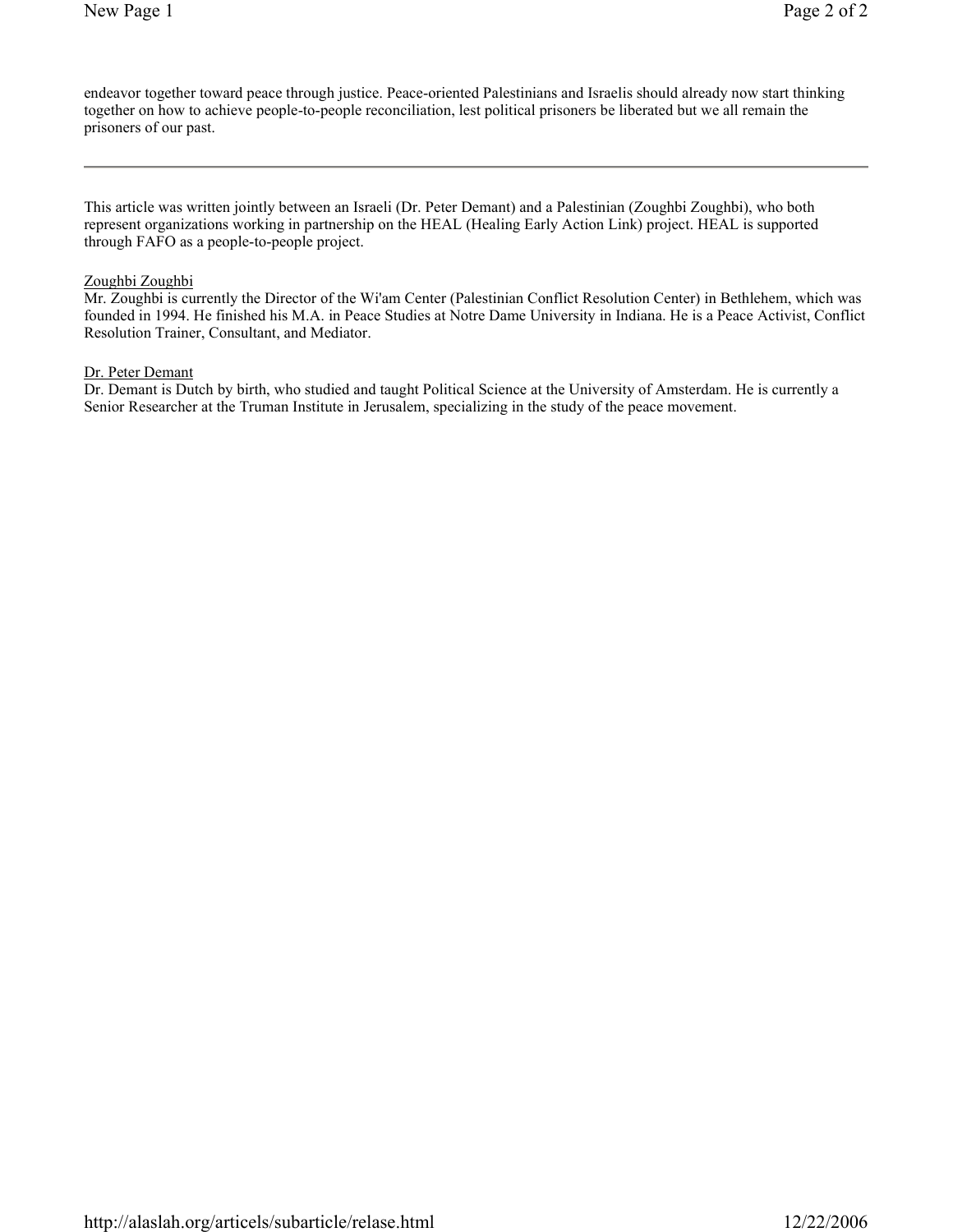endeavor together toward peace through justice. Peace-oriented Palestinians and Israelis should already now start thinking together on how to achieve people-to-people reconciliation, lest political prisoners be liberated but we all remain the prisoners of our past.

---

This article was written jointly between an Israeli (Dr. Peter Demant) and a Palestinian (Zoughbi Zoughbi), who both represent organizations working in partnership on the HEAL (Healing Early Action Link) project. HEAL is supported through FAFO as a people-to-people project.

Zoughbi Zoughbi

Mr. Zoughbi is currently the Director of the Wi'am Center (Palestinian Conflict Resolution Center) in Bethlehem, which was founded in 1994. He finished his M.A. in Peace Studies at Notre Dame University in Indiana. He is a Peace Activist, Conflict Resolution Trainer, Consultant, and Mediator.

Dr. Peter Demant

Dr. Demant is Dutch by birth, who studied and taught Political Science at the University of Amsterdam. He is currently a Senior Researcher at the Truman Institute in Jerusalem, specializing in the study of the peace movement.